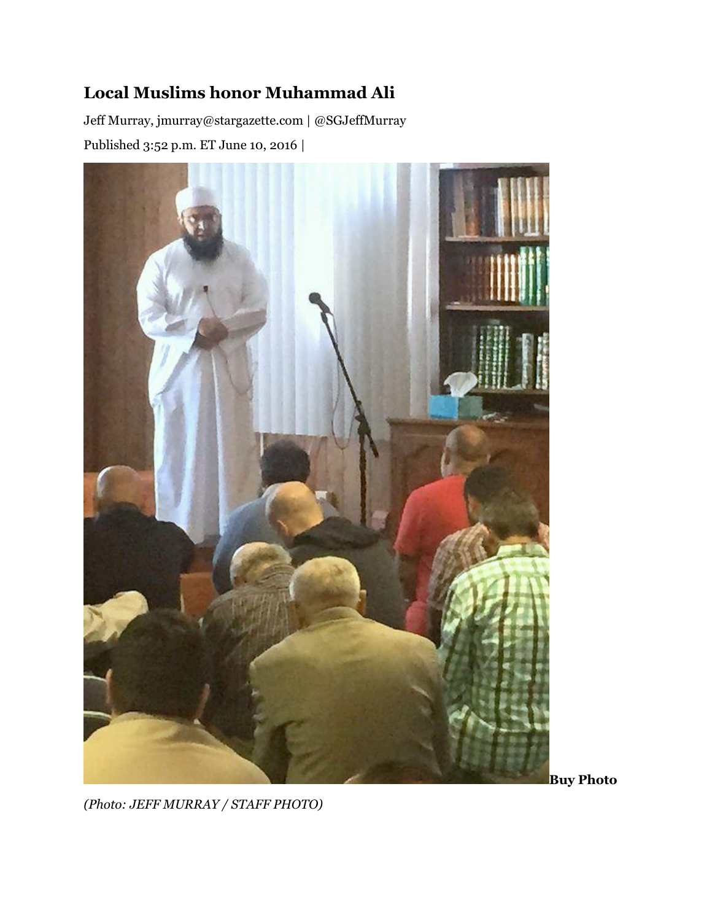# Local Muslims honor Muhammad Ali

Jeff Murray, jmurray@stargazette.com | @SGJeffMurray

Published 3:52 p.m. ET June 10, 2016 |

**Buy Photo**

*(Photo: JEFF MURRAY / STAFF PHOTO)*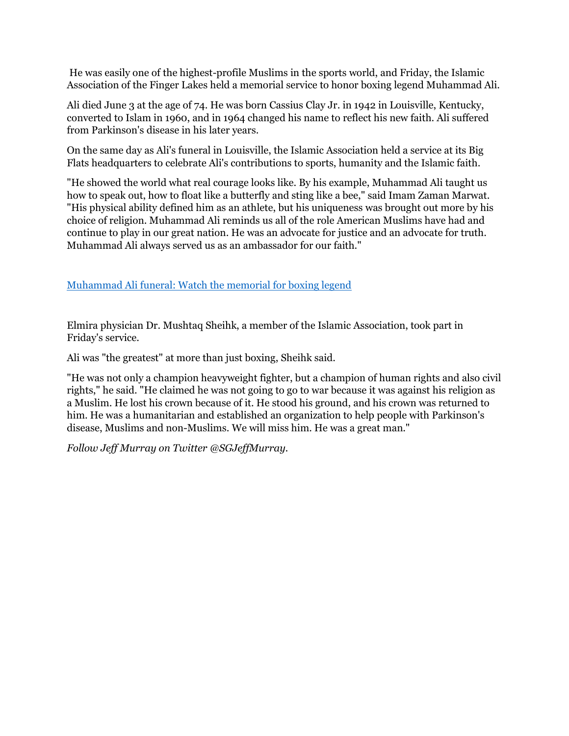He was easily one of the highest-profile Muslims in the sports world, and Friday, the Islamic Association of the Finger Lakes held a memorial service to honor boxing legend Muhammad Ali.

Ali died June 3 at the age of 74. He was born Cassius Clay Jr. in 1942 in Louisville, Kentucky, converted to Islam in 1960, and in 1964 changed his name to reflect his new faith. Ali suffered from Parkinson's disease in his later years.

On the same day as Ali's funeral in Louisville, the Islamic Association held a service at its Big Flats headquarters to celebrate Ali's contributions to sports, humanity and the Islamic faith.

"He showed the world what real courage looks like. By his example, Muhammad Ali taught us how to speak out, how to float like a butterfly and sting like a bee," said Imam Zaman Marwat. "His physical ability defined him as an athlete, but his uniqueness was brought out more by his choice of religion. Muhammad Ali reminds us all of the role American Muslims have had and continue to play in our great nation. He was an advocate for justice and an advocate for truth. Muhammad Ali always served us as an ambassador for our faith."

Muhammad Ali funeral: Watch the memorial for boxing legend

Elmira physician Dr. Mushtaq Sheihk, a member of the Islamic Association, took part in Friday's service.

Ali was "the greatest" at more than just boxing, Sheihk said.

"He was not only a champion heavyweight fighter, but a champion of human rights and also civil rights," he said. "He claimed he was not going to go to war because it was against his religion as a Muslim. He lost his crown because of it. He stood his ground, and his crown was returned to him. He was a humanitarian and established an organization to help people with Parkinson's disease, Muslims and non-Muslims. We will miss him. He was a great man."

*Follow Jeff Murray on Twitter @SGJeffMurray.*